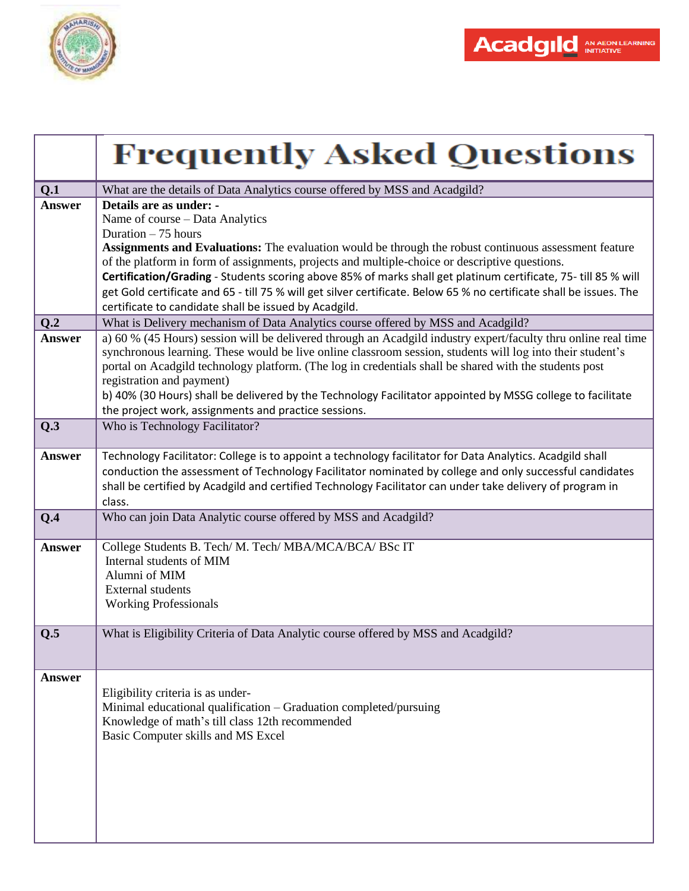# Frequently Asked Questions

| | |
|---|---|
| **Q.1** | What are the details of Data Analytics course offered by MSS and Acadgild? |
| **Answer** | **Details are as under: -**<br>Name of course – Data Analytics<br>Duration – 75 hours<br>**Assignments and Evaluations:** The evaluation would be through the robust continuous assessment feature of the platform in form of assignments, projects and multiple-choice or descriptive questions.<br>**Certification/Grading** - Students scoring above 85% of marks shall get platinum certificate, 75- till 85 % will get Gold certificate and 65 - till 75 % will get silver certificate. Below 65 % no certificate shall be issues. The certificate to candidate shall be issued by Acadgild. |
| **Q.2** | What is Delivery mechanism of Data Analytics course offered by MSS and Acadgild? |
| **Answer** | a) 60 % (45 Hours) session will be delivered through an Acadgild industry expert/faculty thru online real time synchronous learning. These would be live online classroom session, students will log into their student's portal on Acadgild technology platform. (The log in credentials shall be shared with the students post registration and payment)<br>b) 40% (30 Hours) shall be delivered by the Technology Facilitator appointed by MSSG college to facilitate the project work, assignments and practice sessions. |
| **Q.3** | Who is Technology Facilitator? |
| **Answer** | Technology Facilitator: College is to appoint a technology facilitator for Data Analytics. Acadgild shall conduction the assessment of Technology Facilitator nominated by college and only successful candidates shall be certified by Acadgild and certified Technology Facilitator can under take delivery of program in class. |
| **Q.4** | Who can join Data Analytic course offered by MSS and Acadgild? |
| **Answer** | College Students B. Tech/ M. Tech/ MBA/MCA/BCA/ BSc IT<br>Internal students of MIM<br>Alumni of MIM<br>External students<br>Working Professionals |
| **Q.5** | What is Eligibility Criteria of Data Analytic course offered by MSS and Acadgild? |
| **Answer** | Eligibility criteria is as under-<br>Minimal educational qualification – Graduation completed/pursuing<br>Knowledge of math's till class 12th recommended<br>Basic Computer skills and MS Excel |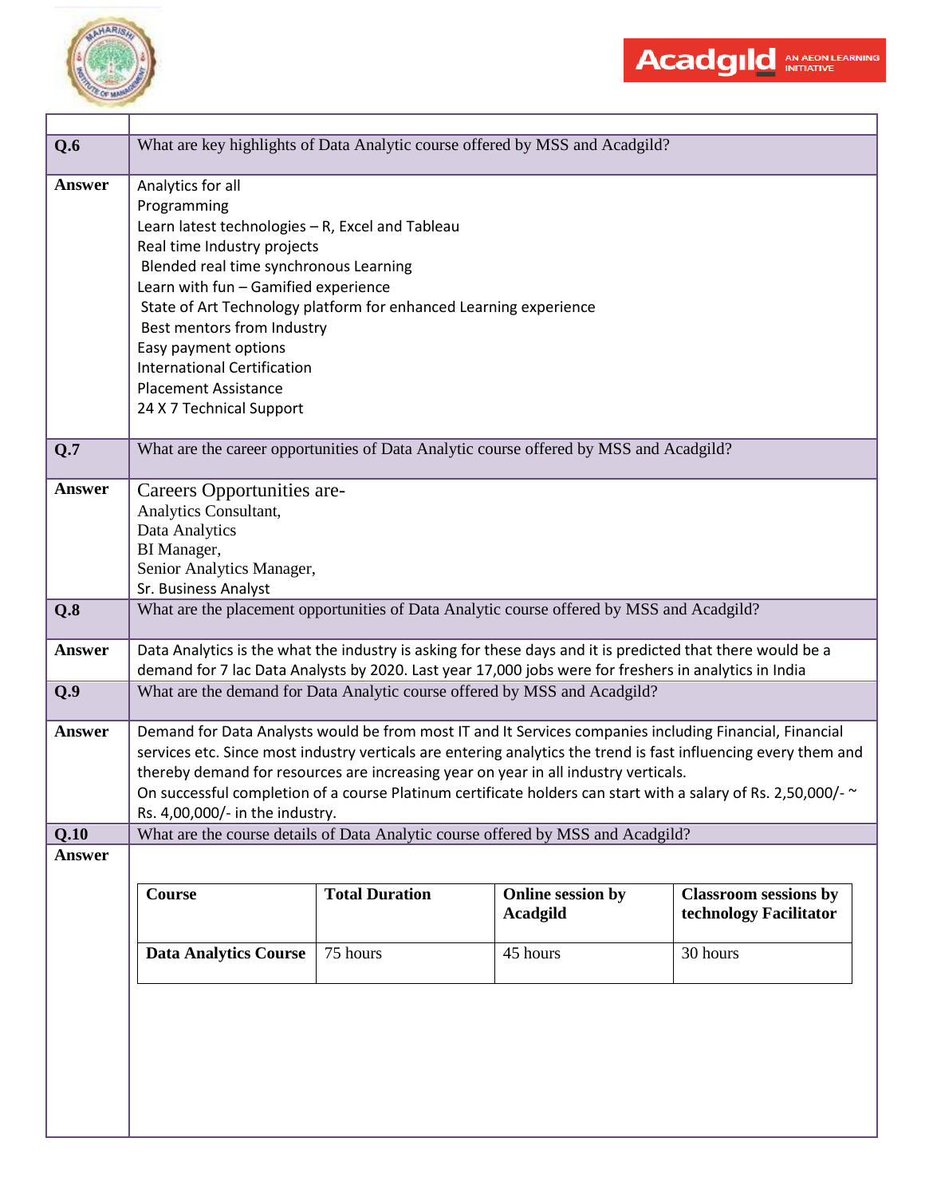| | |
|---|---|
| **Q.6** | What are key highlights of Data Analytic course offered by MSS and Acadgild? |
| **Answer** | Analytics for all<br>Programming<br>Learn latest technologies – R, Excel and Tableau<br>Real time Industry projects<br>Blended real time synchronous Learning<br>Learn with fun – Gamified experience<br>State of Art Technology platform for enhanced Learning experience<br>Best mentors from Industry<br>Easy payment options<br>International Certification<br>Placement Assistance<br>24 X 7 Technical Support |
| **Q.7** | What are the career opportunities of Data Analytic course offered by MSS and Acadgild? |
| **Answer** | Careers Opportunities are-<br>Analytics Consultant,<br>Data Analytics<br>BI Manager,<br>Senior Analytics Manager,<br>Sr. Business Analyst |
| **Q.8** | What are the placement opportunities of Data Analytic course offered by MSS and Acadgild? |
| **Answer** | Data Analytics is the what the industry is asking for these days and it is predicted that there would be a demand for 7 lac Data Analysts by 2020. Last year 17,000 jobs were for freshers in analytics in India |
| **Q.9** | What are the demand for Data Analytic course offered by MSS and Acadgild? |
| **Answer** | Demand for Data Analysts would be from most IT and It Services companies including Financial, Financial services etc. Since most industry verticals are entering analytics the trend is fast influencing every them and thereby demand for resources are increasing year on year in all industry verticals.<br>On successful completion of a course Platinum certificate holders can start with a salary of Rs. 2,50,000/- ~ Rs. 4,00,000/- in the industry. |
| **Q.10** | What are the course details of Data Analytic course offered by MSS and Acadgild? |
| **Answer** | |

| Course | Total Duration | Online session by Acadgild | Classroom sessions by technology Facilitator |
|---|---|---|---|
| **Data Analytics Course** | 75 hours | 45 hours | 30 hours |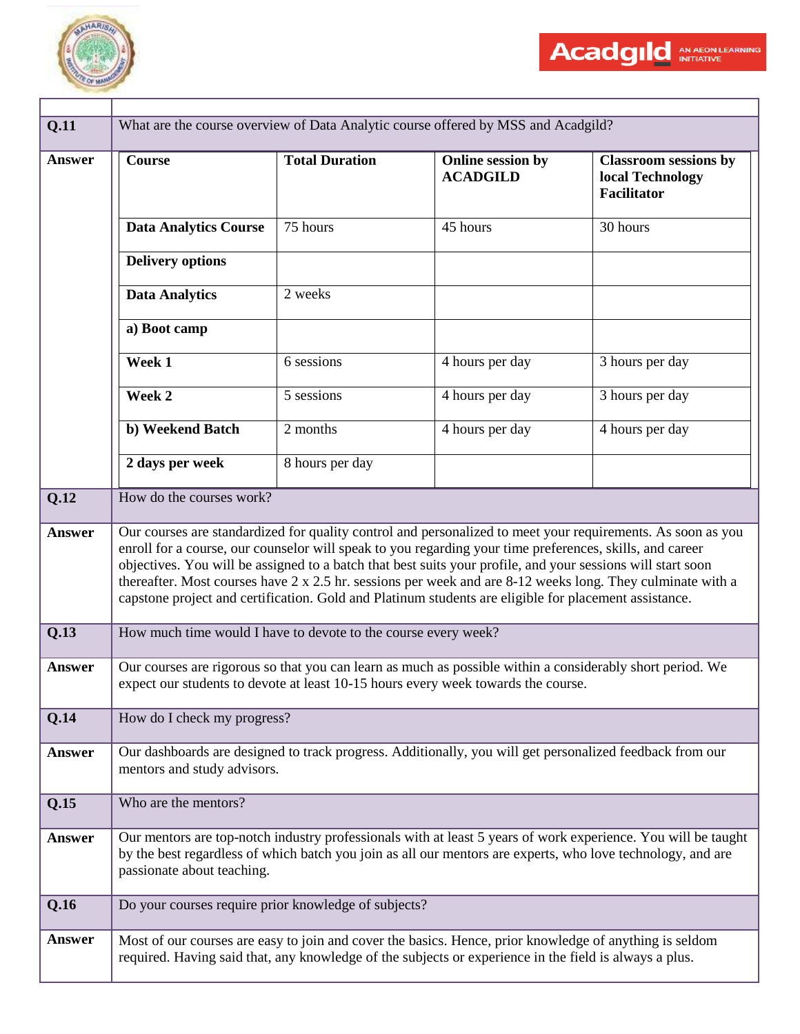**Q.11** What are the course overview of Data Analytic course offered by MSS and Acadgild?

**Answer**

| Course | Total Duration | Online session by ACADGILD | Classroom sessions by local Technology Facilitator |
|---|---|---|---|
| **Data Analytics Course** | 75 hours | 45 hours | 30 hours |
| **Delivery options** | | | |
| **Data Analytics** | 2 weeks | | |
| **a) Boot camp** | | | |
| **Week 1** | 6 sessions | 4 hours per day | 3 hours per day |
| **Week 2** | 5 sessions | 4 hours per day | 3 hours per day |
| **b) Weekend Batch** | 2 months | 4 hours per day | 4 hours per day |
| **2 days per week** | 8 hours per day | | |

**Q.12** How do the courses work?

**Answer** Our courses are standardized for quality control and personalized to meet your requirements. As soon as you enroll for a course, our counselor will speak to you regarding your time preferences, skills, and career objectives. You will be assigned to a batch that best suits your profile, and your sessions will start soon thereafter. Most courses have 2 x 2.5 hr. sessions per week and are 8-12 weeks long. They culminate with a capstone project and certification. Gold and Platinum students are eligible for placement assistance.

**Q.13** How much time would I have to devote to the course every week?

**Answer** Our courses are rigorous so that you can learn as much as possible within a considerably short period. We expect our students to devote at least 10-15 hours every week towards the course.

**Q.14** How do I check my progress?

**Answer** Our dashboards are designed to track progress. Additionally, you will get personalized feedback from our mentors and study advisors.

**Q.15** Who are the mentors?

**Answer** Our mentors are top-notch industry professionals with at least 5 years of work experience. You will be taught by the best regardless of which batch you join as all our mentors are experts, who love technology, and are passionate about teaching.

**Q.16** Do your courses require prior knowledge of subjects?

**Answer** Most of our courses are easy to join and cover the basics. Hence, prior knowledge of anything is seldom required. Having said that, any knowledge of the subjects or experience in the field is always a plus.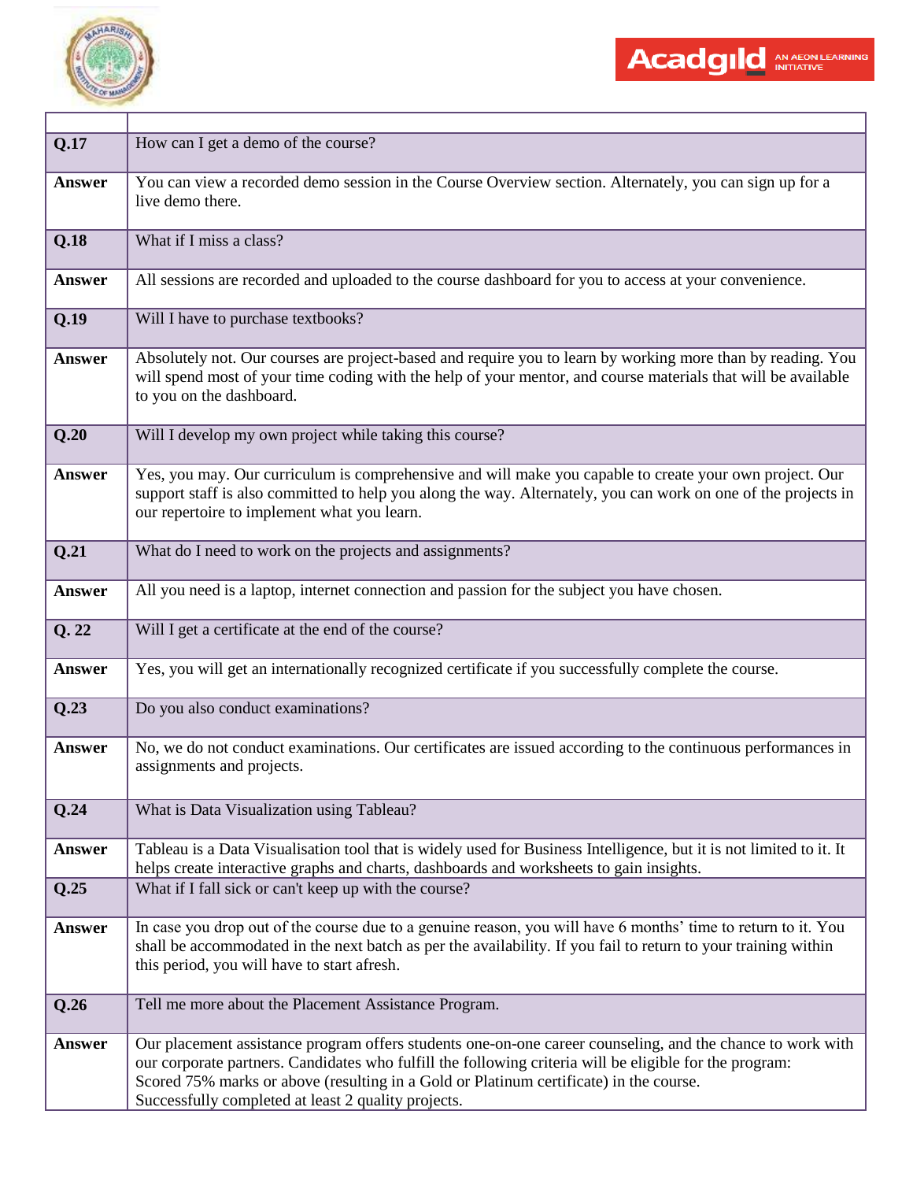| | |
|---|---|
| **Q.17** | How can I get a demo of the course? |
| **Answer** | You can view a recorded demo session in the Course Overview section. Alternately, you can sign up for a live demo there. |
| **Q.18** | What if I miss a class? |
| **Answer** | All sessions are recorded and uploaded to the course dashboard for you to access at your convenience. |
| **Q.19** | Will I have to purchase textbooks? |
| **Answer** | Absolutely not. Our courses are project-based and require you to learn by working more than by reading. You will spend most of your time coding with the help of your mentor, and course materials that will be available to you on the dashboard. |
| **Q.20** | Will I develop my own project while taking this course? |
| **Answer** | Yes, you may. Our curriculum is comprehensive and will make you capable to create your own project. Our support staff is also committed to help you along the way. Alternately, you can work on one of the projects in our repertoire to implement what you learn. |
| **Q.21** | What do I need to work on the projects and assignments? |
| **Answer** | All you need is a laptop, internet connection and passion for the subject you have chosen. |
| **Q. 22** | Will I get a certificate at the end of the course? |
| **Answer** | Yes, you will get an internationally recognized certificate if you successfully complete the course. |
| **Q.23** | Do you also conduct examinations? |
| **Answer** | No, we do not conduct examinations. Our certificates are issued according to the continuous performances in assignments and projects. |
| **Q.24** | What is Data Visualization using Tableau? |
| **Answer** | Tableau is a Data Visualisation tool that is widely used for Business Intelligence, but it is not limited to it. It helps create interactive graphs and charts, dashboards and worksheets to gain insights. |
| **Q.25** | What if I fall sick or can't keep up with the course? |
| **Answer** | In case you drop out of the course due to a genuine reason, you will have 6 months' time to return to it. You shall be accommodated in the next batch as per the availability. If you fail to return to your training within this period, you will have to start afresh. |
| **Q.26** | Tell me more about the Placement Assistance Program. |
| **Answer** | Our placement assistance program offers students one-on-one career counseling, and the chance to work with our corporate partners. Candidates who fulfill the following criteria will be eligible for the program: Scored 75% marks or above (resulting in a Gold or Platinum certificate) in the course. Successfully completed at least 2 quality projects. |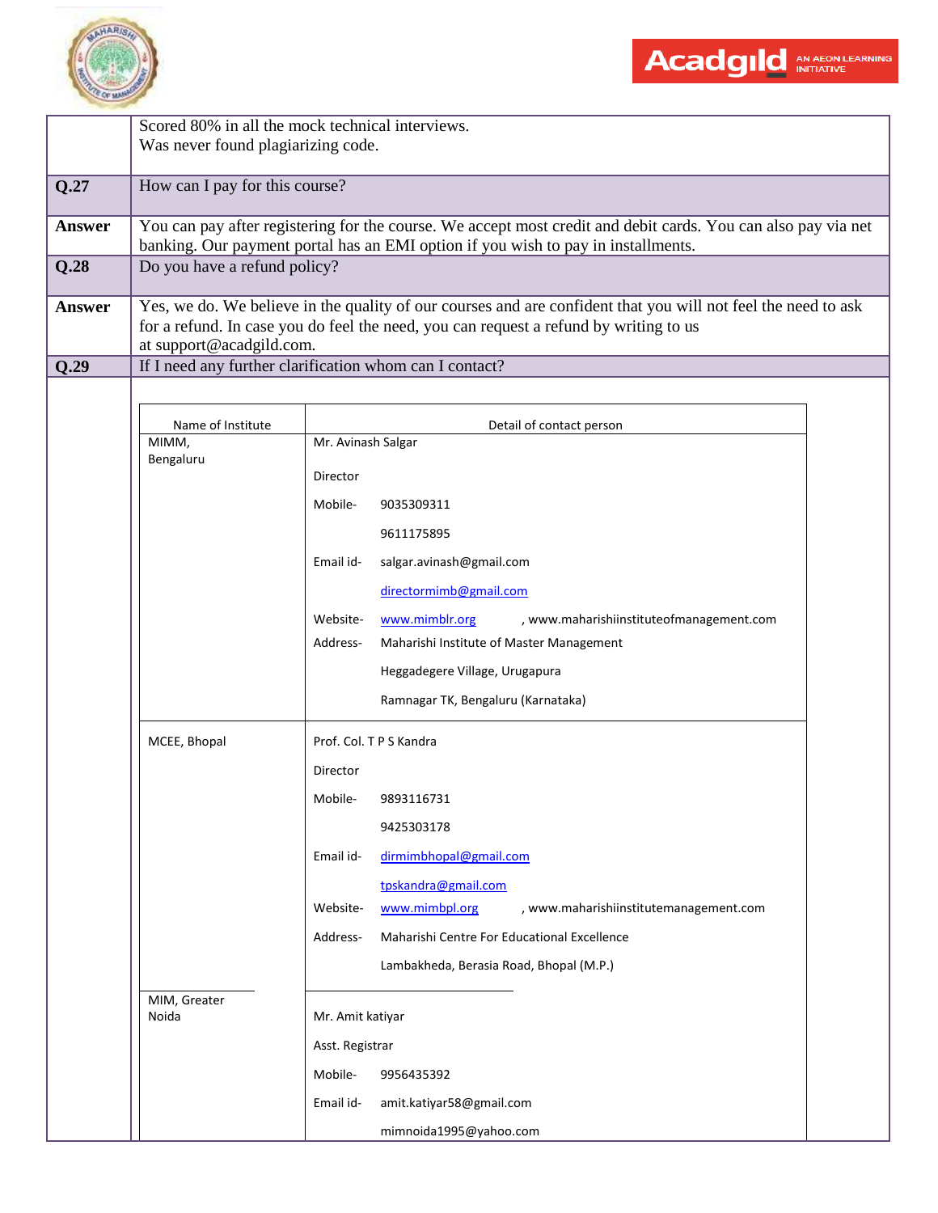| | |
|---|---|
| | Scored 80% in all the mock technical interviews.<br>Was never found plagiarizing code. |
| **Q.27** | How can I pay for this course? |
| **Answer** | You can pay after registering for the course. We accept most credit and debit cards. You can also pay via net banking. Our payment portal has an EMI option if you wish to pay in installments. |
| **Q.28** | Do you have a refund policy? |
| **Answer** | Yes, we do. We believe in the quality of our courses and are confident that you will not feel the need to ask for a refund. In case you do feel the need, you can request a refund by writing to us at support@acadgild.com. |
| **Q.29** | If I need any further clarification whom can I contact? |

| Name of Institute | Detail of contact person |
|---|---|
| MIMM, Bengaluru | Mr. Avinash Salgar<br>Director<br>Mobile- 9035309311<br>9611175895<br>Email id- salgar.avinash@gmail.com<br>directormimb@gmail.com<br>Website- www.mimblr.org , www.maharishiinstituteofmanagement.com<br>Address- Maharishi Institute of Master Management<br>Heggadegere Village, Urugapura<br>Ramnagar TK, Bengaluru (Karnataka) |
| MCEE, Bhopal | Prof. Col. T P S Kandra<br>Director<br>Mobile- 9893116731<br>9425303178<br>Email id- dirmimbhopal@gmail.com<br>tpskandra@gmail.com<br>Website- www.mimbpl.org , www.maharishiinstitutemanagement.com<br>Address- Maharishi Centre For Educational Excellence<br>Lambakheda, Berasia Road, Bhopal (M.P.) |
| MIM, Greater Noida | Mr. Amit katiyar<br>Asst. Registrar<br>Mobile- 9956435392<br>Email id- amit.katiyar58@gmail.com<br>mimnoida1995@yahoo.com |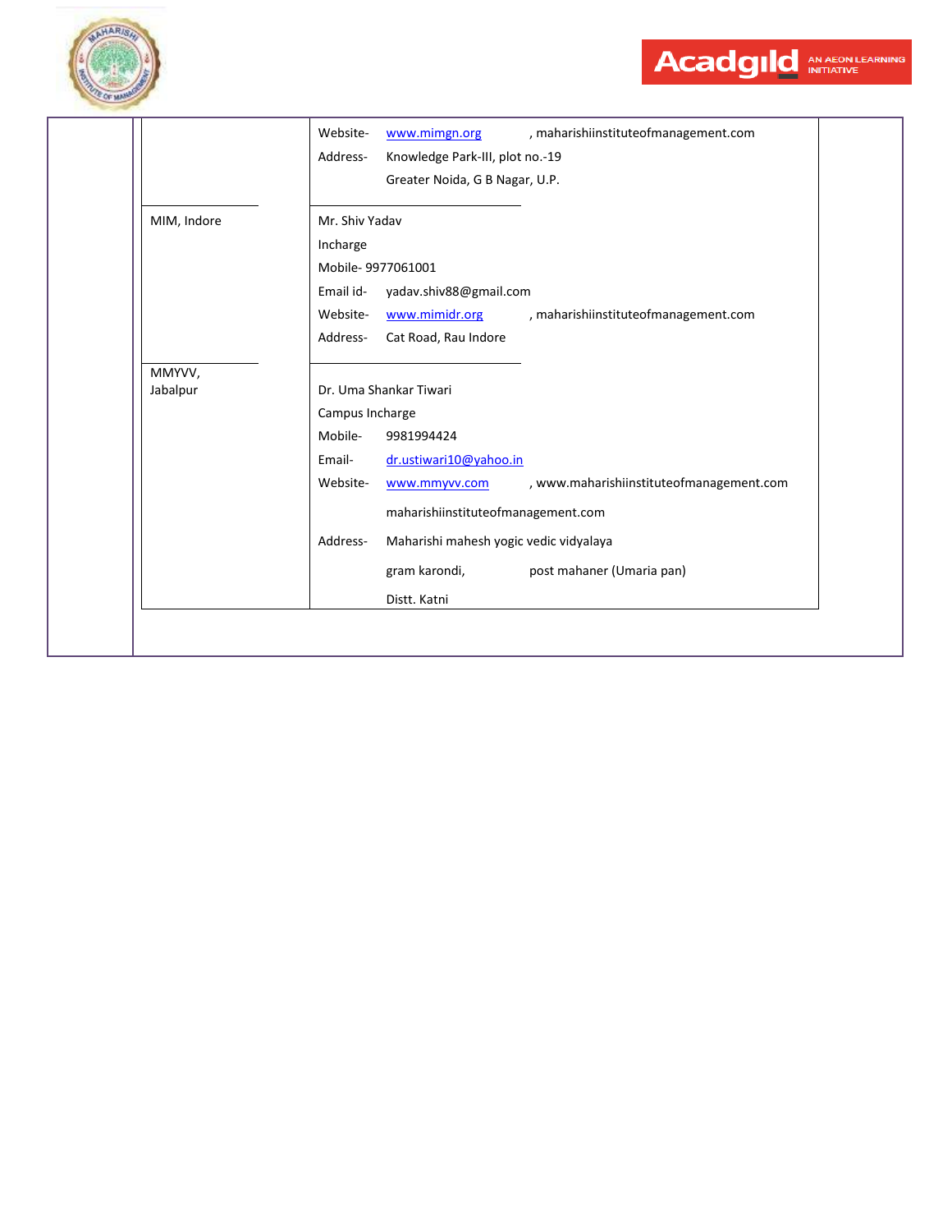| | | |
|---|---|---|
| | | Website- www.mimgn.org , maharishiinstituteofmanagement.com<br>Address- Knowledge Park-III, plot no.-19<br>Greater Noida, G B Nagar, U.P. |
| | MIM, Indore | Mr. Shiv Yadav<br>Incharge<br>Mobile- 9977061001<br>Email id- yadav.shiv88@gmail.com<br>Website- www.mimidr.org , maharishiinstituteofmanagement.com<br>Address- Cat Road, Rau Indore |
| | MMYVV, Jabalpur | Dr. Uma Shankar Tiwari<br>Campus Incharge<br>Mobile- 9981994424<br>Email- dr.ustiwari10@yahoo.in<br>Website- www.mmyvv.com , www.maharishiinstituteofmanagement.com<br>maharishiinstituteofmanagement.com<br>Address- Maharishi mahesh yogic vedic vidyalaya<br>gram karondi, post mahaner (Umaria pan)<br>Distt. Katni |